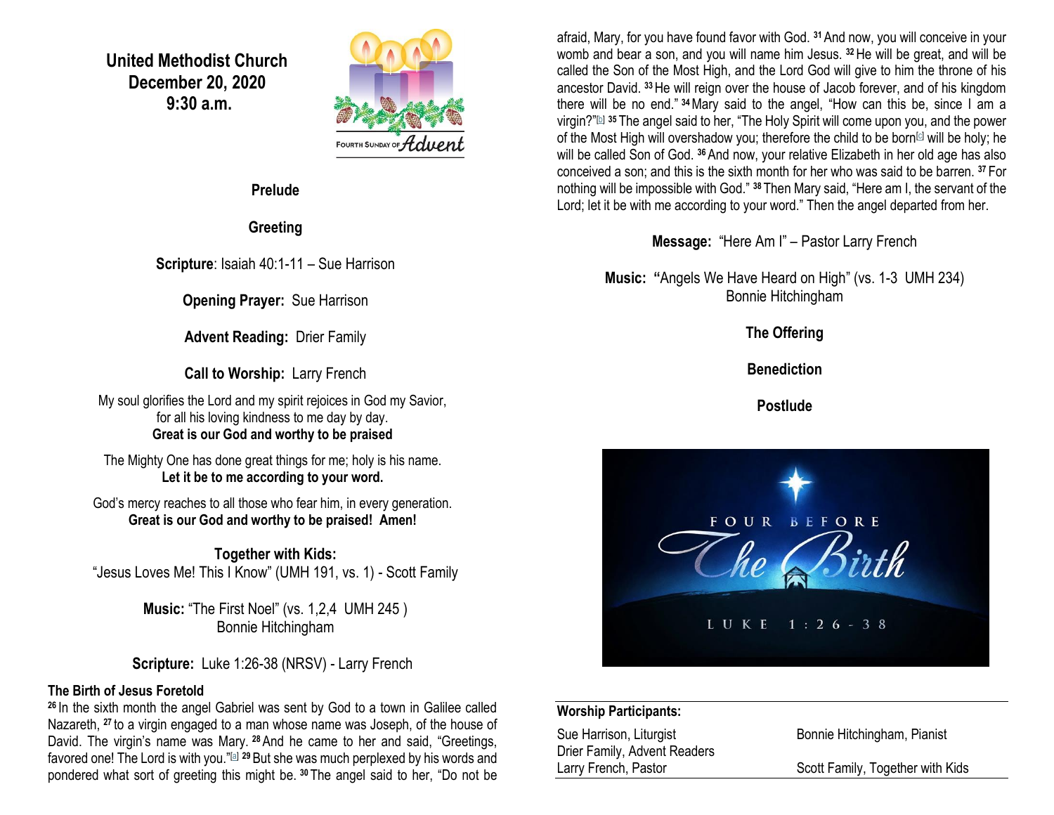# United Methodist Church
## December 20, 2020
## 9:30 a.m.

FOURTH SUNDAY OF *Advent*

**Prelude**

**Greeting**

**Scripture**: Isaiah 40:1-11 – Sue Harrison

**Opening Prayer:** Sue Harrison

**Advent Reading:** Drier Family

**Call to Worship:** Larry French

My soul glorifies the Lord and my spirit rejoices in God my Savior,
for all his loving kindness to me day by day.
**Great is our God and worthy to be praised**

The Mighty One has done great things for me; holy is his name.
**Let it be to me according to your word.**

God's mercy reaches to all those who fear him, in every generation.
**Great is our God and worthy to be praised! Amen!**

**Together with Kids:**
"Jesus Loves Me! This I Know" (UMH 191, vs. 1) - Scott Family

**Music:** "The First Noel" (vs. 1,2,4 UMH 245 )
Bonnie Hitchingham

**Scripture:** Luke 1:26-38 (NRSV) - Larry French

**The Birth of Jesus Foretold**

[26] In the sixth month the angel Gabriel was sent by God to a town in Galilee called Nazareth, [27] to a virgin engaged to a man whose name was Joseph, of the house of David. The virgin's name was Mary. [28] And he came to her and said, "Greetings, favored one! The Lord is with you."[a] [29] But she was much perplexed by his words and pondered what sort of greeting this might be. [30] The angel said to her, "Do not be afraid, Mary, for you have found favor with God. [31] And now, you will conceive in your womb and bear a son, and you will name him Jesus. [32] He will be great, and will be called the Son of the Most High, and the Lord God will give to him the throne of his ancestor David. [33] He will reign over the house of Jacob forever, and of his kingdom there will be no end." [34] Mary said to the angel, "How can this be, since I am a virgin?"[b] [35] The angel said to her, "The Holy Spirit will come upon you, and the power of the Most High will overshadow you; therefore the child to be born[c] will be holy; he will be called Son of God. [36] And now, your relative Elizabeth in her old age has also conceived a son; and this is the sixth month for her who was said to be barren. [37] For nothing will be impossible with God." [38] Then Mary said, "Here am I, the servant of the Lord; let it be with me according to your word." Then the angel departed from her.

**Message:** "Here Am I" – Pastor Larry French

**Music:** **"**Angels We Have Heard on High" (vs. 1-3 UMH 234)
Bonnie Hitchingham

**The Offering**

**Benediction**

**Postlude**

FOUR BEFORE *The Birth*
LUKE 1:26-38

| **Worship Participants:** | |
|---|---|
| Sue Harrison, Liturgist | Bonnie Hitchingham, Pianist |
| Drier Family, Advent Readers | |
| Larry French, Pastor | Scott Family, Together with Kids |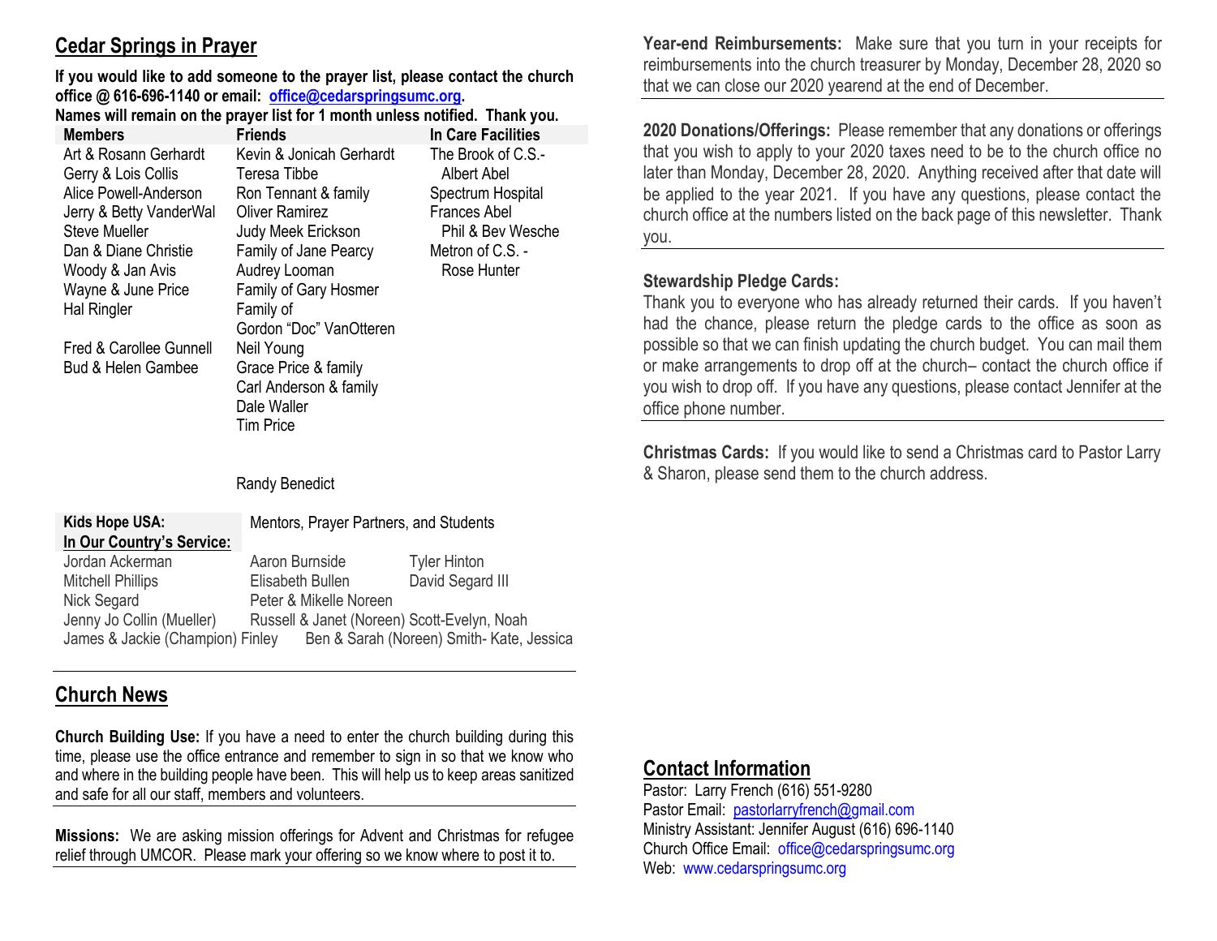## Cedar Springs in Prayer

**If you would like to add someone to the prayer list, please contact the church office @ 616-696-1140 or email: office@cedarspringsumc.org.**
**Names will remain on the prayer list for 1 month unless notified. Thank you.**

| Members | Friends | In Care Facilities |
|---|---|---|
| Art & Rosann Gerhardt | Kevin & Jonicah Gerhardt | The Brook of C.S.- Albert Abel |
| Gerry & Lois Collis | Teresa Tibbe | Spectrum Hospital |
| Alice Powell-Anderson | Ron Tennant & family | Frances Abel |
| Jerry & Betty VanderWal | Oliver Ramirez | Phil & Bev Wesche |
| Steve Mueller | Judy Meek Erickson | Metron of C.S. - Rose Hunter |
| Dan & Diane Christie | Family of Jane Pearcy | |
| Woody & Jan Avis | Audrey Looman | |
| Wayne & June Price | Family of Gary Hosmer | |
| Hal Ringler | Family of Gordon "Doc" VanOtteren | |
| Fred & Carollee Gunnell | Neil Young | |
| Bud & Helen Gambee | Grace Price & family | |
| | Carl Anderson & family | |
| | Dale Waller | |
| | Tim Price | |
| | Randy Benedict | |

**Kids Hope USA:** Mentors, Prayer Partners, and Students

**In Our Country's Service:**

| | | |
|---|---|---|
| Jordan Ackerman | Aaron Burnside | Tyler Hinton |
| Mitchell Phillips | Elisabeth Bullen | David Segard III |
| Nick Segard | Peter & Mikelle Noreen | |
| Jenny Jo Collin (Mueller) | Russell & Janet (Noreen) Scott-Evelyn, Noah | |
| James & Jackie (Champion) Finley | Ben & Sarah (Noreen) Smith- Kate, Jessica | |

## Church News

**Church Building Use:** If you have a need to enter the church building during this time, please use the office entrance and remember to sign in so that we know who and where in the building people have been. This will help us to keep areas sanitized and safe for all our staff, members and volunteers.

**Missions:** We are asking mission offerings for Advent and Christmas for refugee relief through UMCOR. Please mark your offering so we know where to post it to.

**Year-end Reimbursements:** Make sure that you turn in your receipts for reimbursements into the church treasurer by Monday, December 28, 2020 so that we can close our 2020 yearend at the end of December.

**2020 Donations/Offerings:** Please remember that any donations or offerings that you wish to apply to your 2020 taxes need to be to the church office no later than Monday, December 28, 2020. Anything received after that date will be applied to the year 2021. If you have any questions, please contact the church office at the numbers listed on the back page of this newsletter. Thank you.

**Stewardship Pledge Cards:**
Thank you to everyone who has already returned their cards. If you haven't had the chance, please return the pledge cards to the office as soon as possible so that we can finish updating the church budget. You can mail them or make arrangements to drop off at the church– contact the church office if you wish to drop off. If you have any questions, please contact Jennifer at the office phone number.

**Christmas Cards:** If you would like to send a Christmas card to Pastor Larry & Sharon, please send them to the church address.

## Contact Information

Pastor: Larry French (616) 551-9280
Pastor Email: pastorlarryfrench@gmail.com
Ministry Assistant: Jennifer August (616) 696-1140
Church Office Email: office@cedarspringsumc.org
Web: www.cedarspringsumc.org